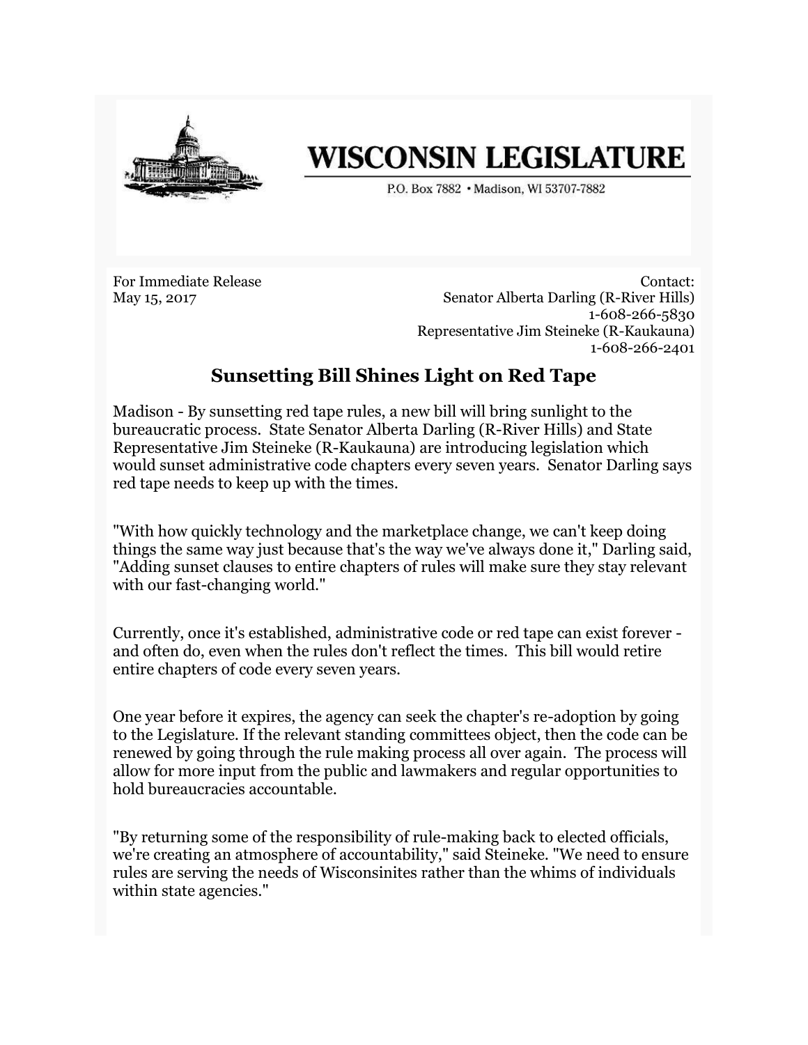# WISCONSIN LEGISLATURE

P.O. Box 7882 • Madison, WI 53707-7882

For Immediate Release
May 15, 2017

Contact:
Senator Alberta Darling (R-River Hills)
1-608-266-5830
Representative Jim Steineke (R-Kaukauna)
1-608-266-2401

## Sunsetting Bill Shines Light on Red Tape

Madison - By sunsetting red tape rules, a new bill will bring sunlight to the bureaucratic process. State Senator Alberta Darling (R-River Hills) and State Representative Jim Steineke (R-Kaukauna) are introducing legislation which would sunset administrative code chapters every seven years. Senator Darling says red tape needs to keep up with the times.

"With how quickly technology and the marketplace change, we can't keep doing things the same way just because that's the way we've always done it," Darling said, "Adding sunset clauses to entire chapters of rules will make sure they stay relevant with our fast-changing world."

Currently, once it's established, administrative code or red tape can exist forever - and often do, even when the rules don't reflect the times. This bill would retire entire chapters of code every seven years.

One year before it expires, the agency can seek the chapter's re-adoption by going to the Legislature. If the relevant standing committees object, then the code can be renewed by going through the rule making process all over again. The process will allow for more input from the public and lawmakers and regular opportunities to hold bureaucracies accountable.

"By returning some of the responsibility of rule-making back to elected officials, we're creating an atmosphere of accountability," said Steineke. "We need to ensure rules are serving the needs of Wisconsinites rather than the whims of individuals within state agencies."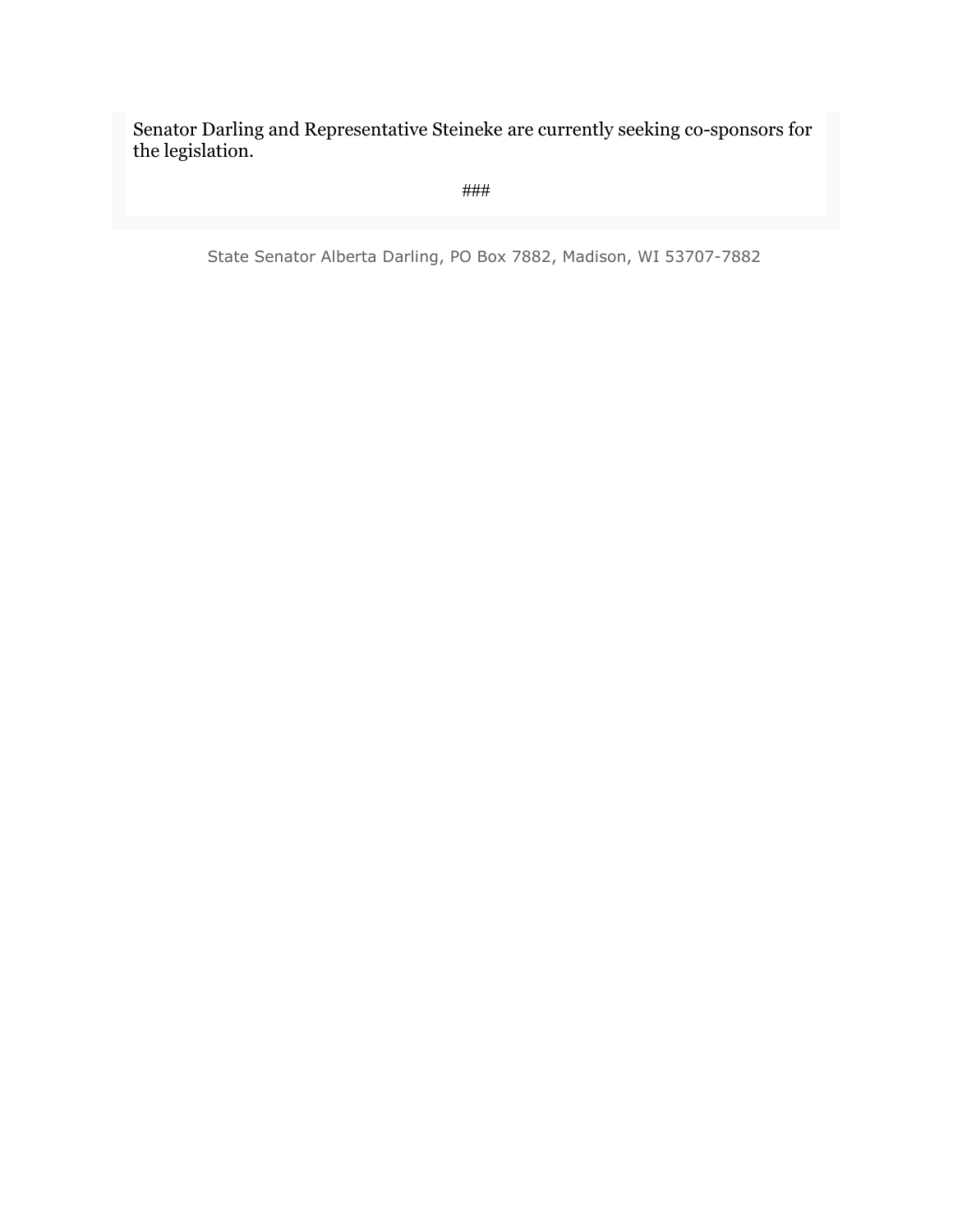Senator Darling and Representative Steineke are currently seeking co-sponsors for the legislation.

###

State Senator Alberta Darling, PO Box 7882, Madison, WI 53707-7882